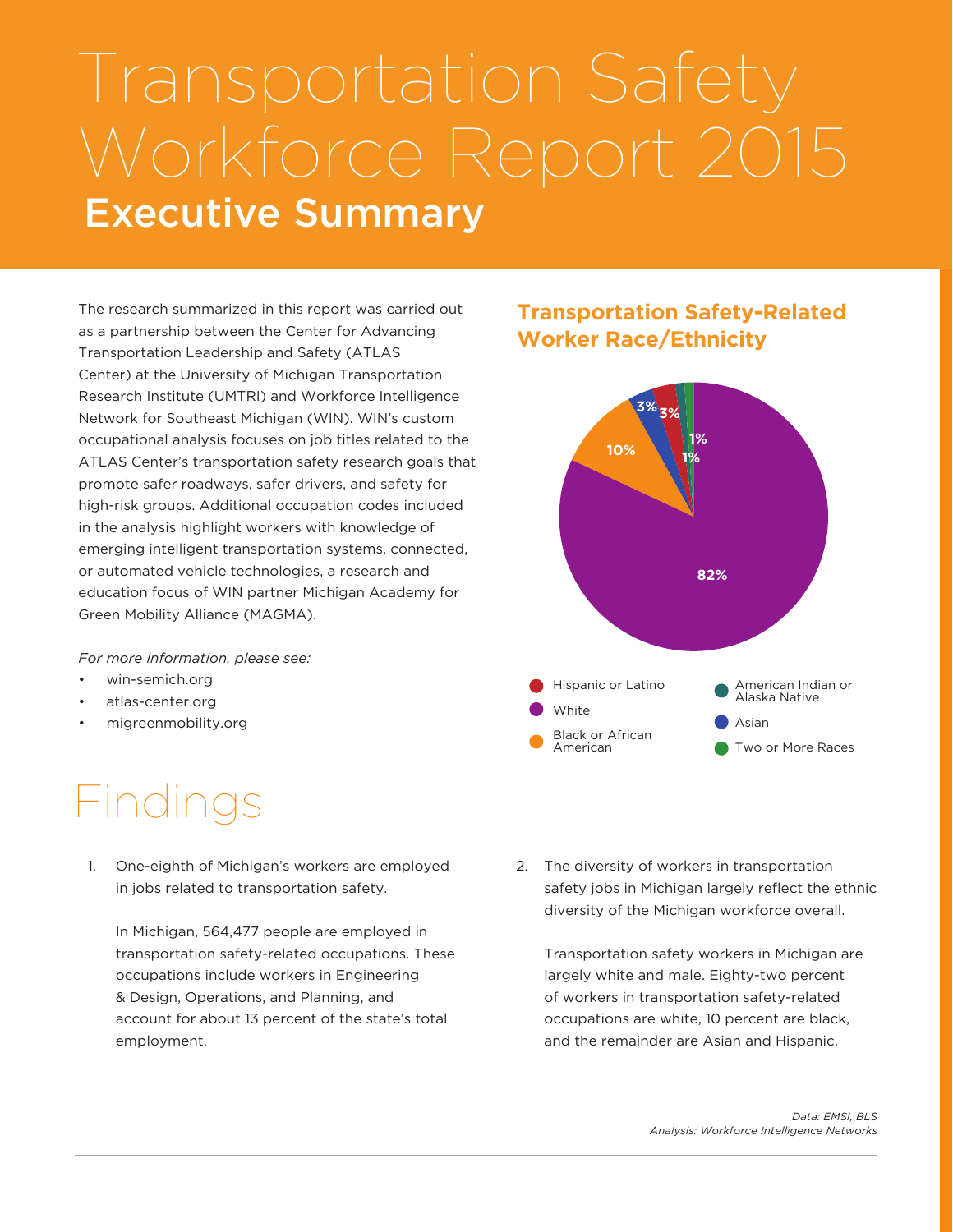# Transportation Safety Workforce Report 2015

## Executive Summary

The research summarized in this report was carried out as a partnership between the Center for Advancing Transportation Leadership and Safety (ATLAS Center) at the University of Michigan Transportation Research Institute (UMTRI) and Workforce Intelligence Network for Southeast Michigan (WIN). WIN's custom occupational analysis focuses on job titles related to the ATLAS Center's transportation safety research goals that promote safer roadways, safer drivers, and safety for high-risk groups. Additional occupation codes included in the analysis highlight workers with knowledge of emerging intelligent transportation systems, connected, or automated vehicle technologies, a research and education focus of WIN partner Michigan Academy for Green Mobility Alliance (MAGMA).

*For more information, please see:*

- win-semich.org
- atlas-center.org
- migreenmobility.org

### Transportation Safety-Related Worker Race/Ethnicity

| Race/Ethnicity | Share |
|---|---|
| White | 82% |
| Black or African American | 10% |
| Asian | 3% |
| Hispanic or Latino | 3% |
| American Indian or Alaska Native | 1% |
| Two or More Races | 1% |

# Findings

1. One-eighth of Michigan's workers are employed in jobs related to transportation safety.

   In Michigan, 564,477 people are employed in transportation safety-related occupations. These occupations include workers in Engineering & Design, Operations, and Planning, and account for about 13 percent of the state's total employment.

2. The diversity of workers in transportation safety jobs in Michigan largely reflect the ethnic diversity of the Michigan workforce overall.

   Transportation safety workers in Michigan are largely white and male. Eighty-two percent of workers in transportation safety-related occupations are white, 10 percent are black, and the remainder are Asian and Hispanic.

*Data: EMSI, BLS*
*Analysis: Workforce Intelligence Networks*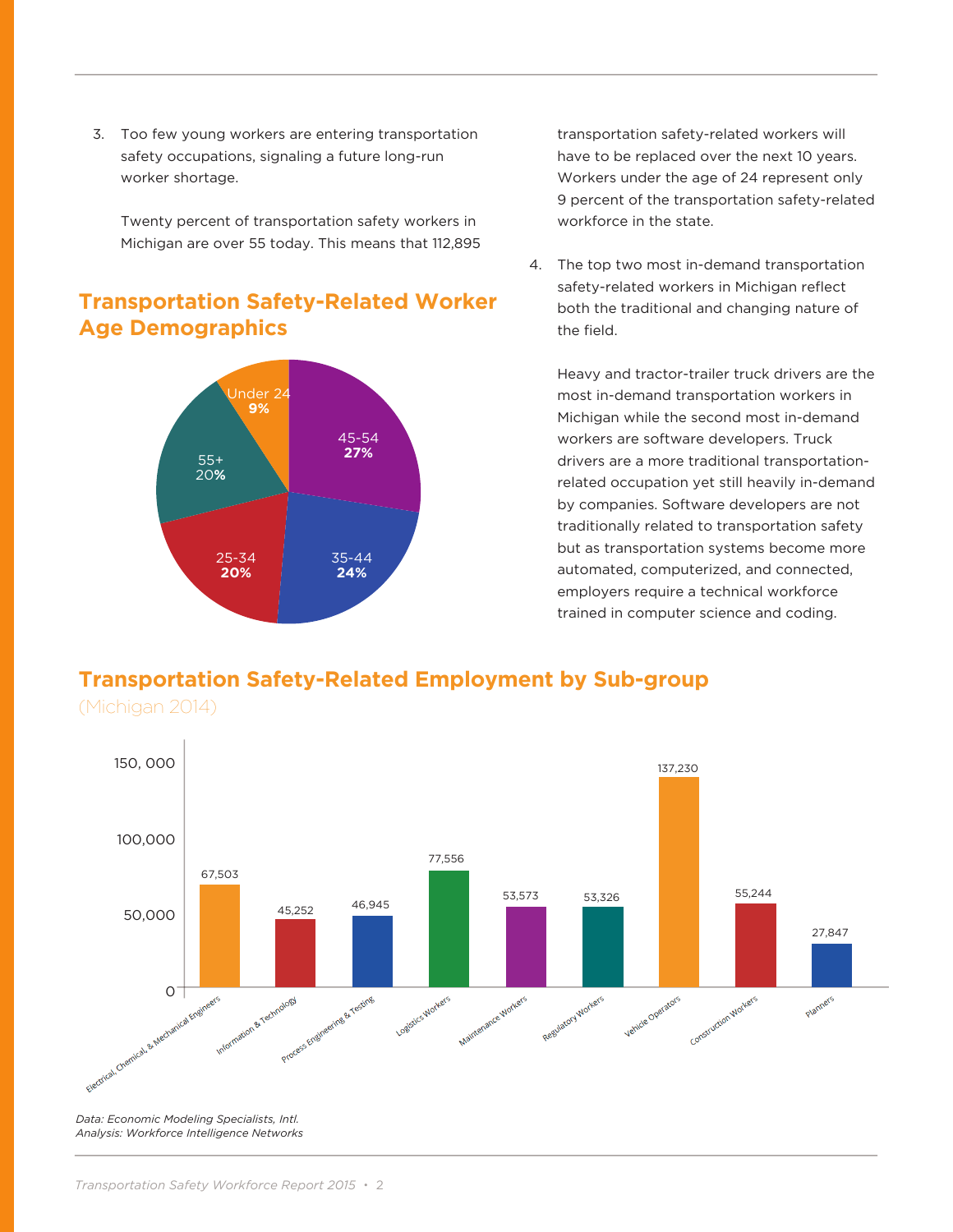3. Too few young workers are entering transportation safety occupations, signaling a future long-run worker shortage.

   Twenty percent of transportation safety workers in Michigan are over 55 today. This means that 112,895 transportation safety-related workers will have to be replaced over the next 10 years. Workers under the age of 24 represent only 9 percent of the transportation safety-related workforce in the state.

4. The top two most in-demand transportation safety-related workers in Michigan reflect both the traditional and changing nature of the field.

   Heavy and tractor-trailer truck drivers are the most in-demand transportation workers in Michigan while the second most in-demand workers are software developers. Truck drivers are a more traditional transportation-related occupation yet still heavily in-demand by companies. Software developers are not traditionally related to transportation safety but as transportation systems become more automated, computerized, and connected, employers require a technical workforce trained in computer science and coding.

## Transportation Safety-Related Worker Age Demographics

| Age Group | Percent |
|---|---|
| Under 24 | 9% |
| 25-34 | 20% |
| 35-44 | 24% |
| 45-54 | 27% |
| 55+ | 20% |

## Transportation Safety-Related Employment by Sub-group

(Michigan 2014)

| Sub-group | Employment |
|---|---|
| Electrical, Chemical, & Mechanical Engineers | 67,503 |
| Information & Technology | 45,252 |
| Process Engineering & Testing | 46,945 |
| Logistics Workers | 77,556 |
| Maintenance Workers | 53,573 |
| Regulatory Workers | 53,326 |
| Vehicle Operators | 137,230 |
| Construction Workers | 55,244 |
| Planners | 27,847 |

*Data: Economic Modeling Specialists, Intl.*
*Analysis: Workforce Intelligence Networks*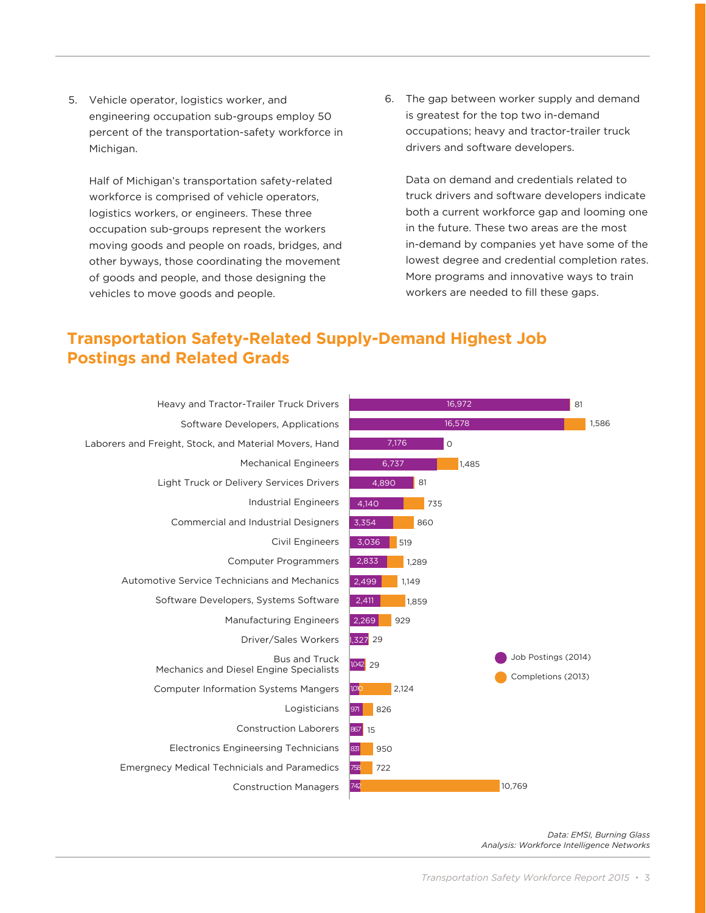5. Vehicle operator, logistics worker, and engineering occupation sub-groups employ 50 percent of the transportation-safety workforce in Michigan.

   Half of Michigan's transportation safety-related workforce is comprised of vehicle operators, logistics workers, or engineers. These three occupation sub-groups represent the workers moving goods and people on roads, bridges, and other byways, those coordinating the movement of goods and people, and those designing the vehicles to move goods and people.

6. The gap between worker supply and demand is greatest for the top two in-demand occupations; heavy and tractor-trailer truck drivers and software developers.

   Data on demand and credentials related to truck drivers and software developers indicate both a current workforce gap and looming one in the future. These two areas are the most in-demand by companies yet have some of the lowest degree and credential completion rates. More programs and innovative ways to train workers are needed to fill these gaps.

## Transportation Safety-Related Supply-Demand Highest Job Postings and Related Grads

| Occupation | Job Postings (2014) | Completions (2013) |
|---|---|---|
| Heavy and Tractor-Trailer Truck Drivers | 16,972 | 81 |
| Software Developers, Applications | 16,578 | 1,586 |
| Laborers and Freight, Stock, and Material Movers, Hand | 7,176 | 0 |
| Mechanical Engineers | 6,737 | 1,485 |
| Light Truck or Delivery Services Drivers | 4,890 | 81 |
| Industrial Engineers | 4,140 | 735 |
| Commercial and Industrial Designers | 3,354 | 860 |
| Civil Engineers | 3,036 | 519 |
| Computer Programmers | 2,833 | 1,289 |
| Automotive Service Technicians and Mechanics | 2,499 | 1,149 |
| Software Developers, Systems Software | 2,411 | 1,859 |
| Manufacturing Engineers | 2,269 | 929 |
| Driver/Sales Workers | 1,327 | 29 |
| Bus and Truck Mechanics and Diesel Engine Specialists | 1042 | 29 |
| Computer Information Systems Mangers | 1010 | 2,124 |
| Logisticians | 971 | 826 |
| Construction Laborers | 867 | 15 |
| Electronics Engineersing Technicians | 831 | 950 |
| Emergnecy Medical Technicials and Paramedics | 758 | 722 |
| Construction Managers | 742 | 10,769 |

*Data: EMSI, Burning Glass*
*Analysis: Workforce Intelligence Networks*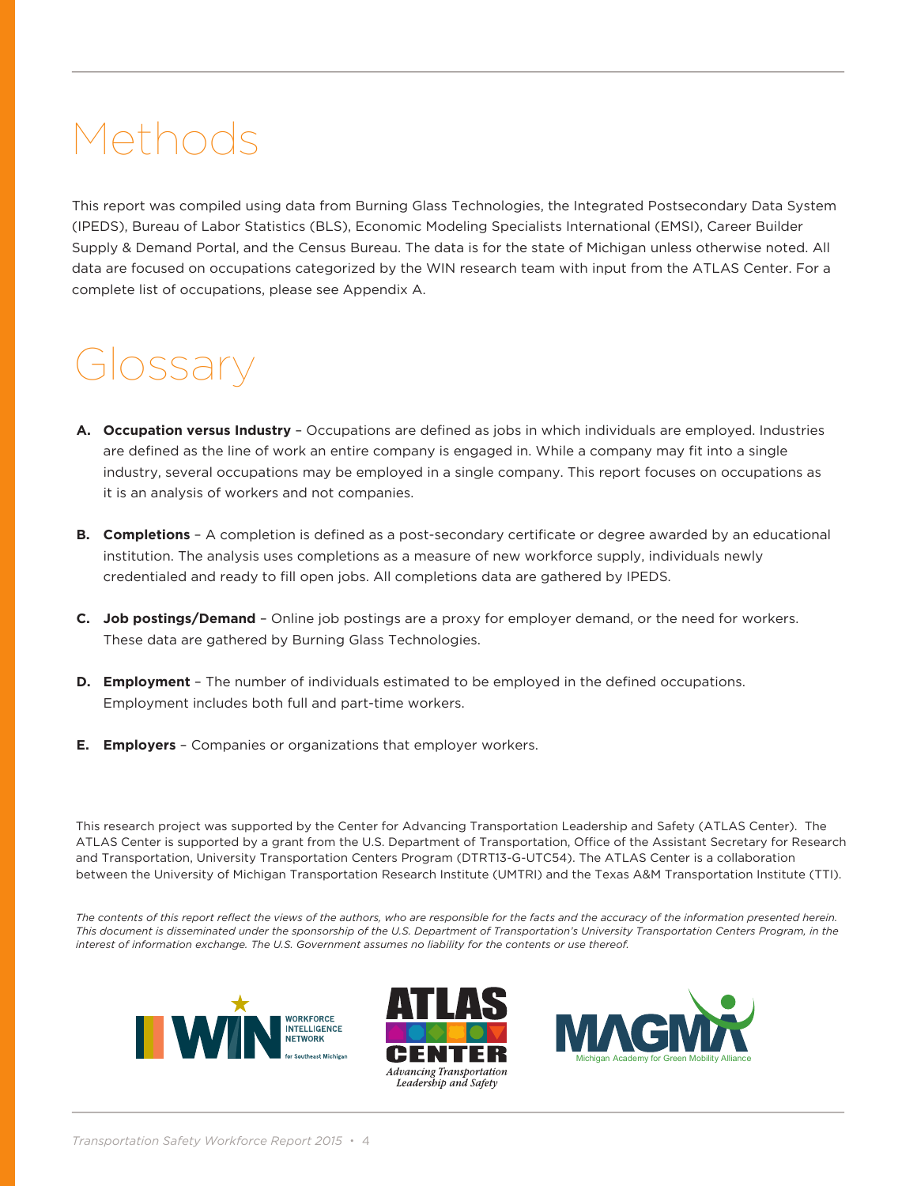# Methods

This report was compiled using data from Burning Glass Technologies, the Integrated Postsecondary Data System (IPEDS), Bureau of Labor Statistics (BLS), Economic Modeling Specialists International (EMSI), Career Builder Supply & Demand Portal, and the Census Bureau. The data is for the state of Michigan unless otherwise noted. All data are focused on occupations categorized by the WIN research team with input from the ATLAS Center. For a complete list of occupations, please see Appendix A.

# Glossary

A. **Occupation versus Industry** – Occupations are defined as jobs in which individuals are employed. Industries are defined as the line of work an entire company is engaged in. While a company may fit into a single industry, several occupations may be employed in a single company. This report focuses on occupations as it is an analysis of workers and not companies.

B. **Completions** – A completion is defined as a post-secondary certificate or degree awarded by an educational institution. The analysis uses completions as a measure of new workforce supply, individuals newly credentialed and ready to fill open jobs. All completions data are gathered by IPEDS.

C. **Job postings/Demand** – Online job postings are a proxy for employer demand, or the need for workers. These data are gathered by Burning Glass Technologies.

D. **Employment** – The number of individuals estimated to be employed in the defined occupations. Employment includes both full and part-time workers.

E. **Employers** – Companies or organizations that employer workers.

This research project was supported by the Center for Advancing Transportation Leadership and Safety (ATLAS Center). The ATLAS Center is supported by a grant from the U.S. Department of Transportation, Office of the Assistant Secretary for Research and Transportation, University Transportation Centers Program (DTRT13-G-UTC54). The ATLAS Center is a collaboration between the University of Michigan Transportation Research Institute (UMTRI) and the Texas A&M Transportation Institute (TTI).

*The contents of this report reflect the views of the authors, who are responsible for the facts and the accuracy of the information presented herein. This document is disseminated under the sponsorship of the U.S. Department of Transportation's University Transportation Centers Program, in the interest of information exchange. The U.S. Government assumes no liability for the contents or use thereof.*

WIN WORKFORCE INTELLIGENCE NETWORK for Southeast Michigan

ATLAS CENTER Advancing Transportation Leadership and Safety

MAGMA Michigan Academy for Green Mobility Alliance